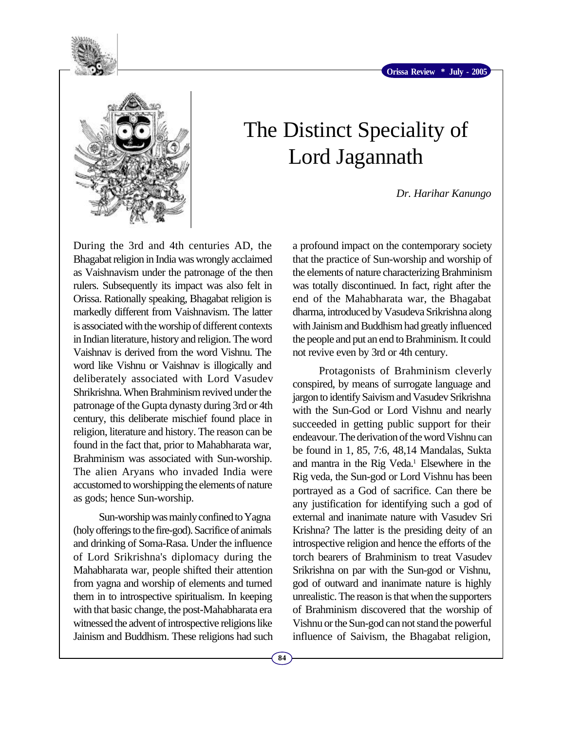# The Distinct Speciality of Lord Jagannath

*Dr. Harihar Kanungo*

During the 3rd and 4th centuries AD, the Bhagabat religion in India was wrongly acclaimed as Vaishnavism under the patronage of the then rulers. Subsequently its impact was also felt in Orissa. Rationally speaking, Bhagabat religion is markedly different from Vaishnavism. The latter is associated with the worship of different contexts in Indian literature, history and religion. The word Vaishnav is derived from the word Vishnu. The word like Vishnu or Vaishnav is illogically and deliberately associated with Lord Vasudev Shrikrishna. When Brahminism revived under the patronage of the Gupta dynasty during 3rd or 4th century, this deliberate mischief found place in religion, literature and history. The reason can be found in the fact that, prior to Mahabharata war, Brahminism was associated with Sun-worship. The alien Aryans who invaded India were accustomed to worshipping the elements of nature as gods; hence Sun-worship.

Sun-worship was mainly confined to Yagna (holy offerings to the fire-god). Sacrifice of animals and drinking of Soma-Rasa. Under the influence of Lord Srikrishna's diplomacy during the Mahabharata war, people shifted their attention from yagna and worship of elements and turned them in to introspective spiritualism. In keeping with that basic change, the post-Mahabharata era witnessed the advent of introspective religions like Jainism and Buddhism. These religions had such a profound impact on the contemporary society that the practice of Sun-worship and worship of the elements of nature characterizing Brahminism was totally discontinued. In fact, right after the end of the Mahabharata war, the Bhagabat dharma, introduced by Vasudeva Srikrishna along with Jainism and Buddhism had greatly influenced the people and put an end to Brahminism. It could not revive even by 3rd or 4th century.

Protagonists of Brahminism cleverly conspired, by means of surrogate language and jargon to identify Saivism and Vasudev Srikrishna with the Sun-God or Lord Vishnu and nearly succeeded in getting public support for their endeavour. The derivation of the word Vishnu can be found in 1, 85, 7:6, 48,14 Mandalas, Sukta and mantra in the Rig Veda.[1] Elsewhere in the Rig veda, the Sun-god or Lord Vishnu has been portrayed as a God of sacrifice. Can there be any justification for identifying such a god of external and inanimate nature with Vasudev Sri Krishna? The latter is the presiding deity of an introspective religion and hence the efforts of the torch bearers of Brahminism to treat Vasudev Srikrishna on par with the Sun-god or Vishnu, god of outward and inanimate nature is highly unrealistic. The reason is that when the supporters of Brahminism discovered that the worship of Vishnu or the Sun-god can not stand the powerful influence of Saivism, the Bhagabat religion,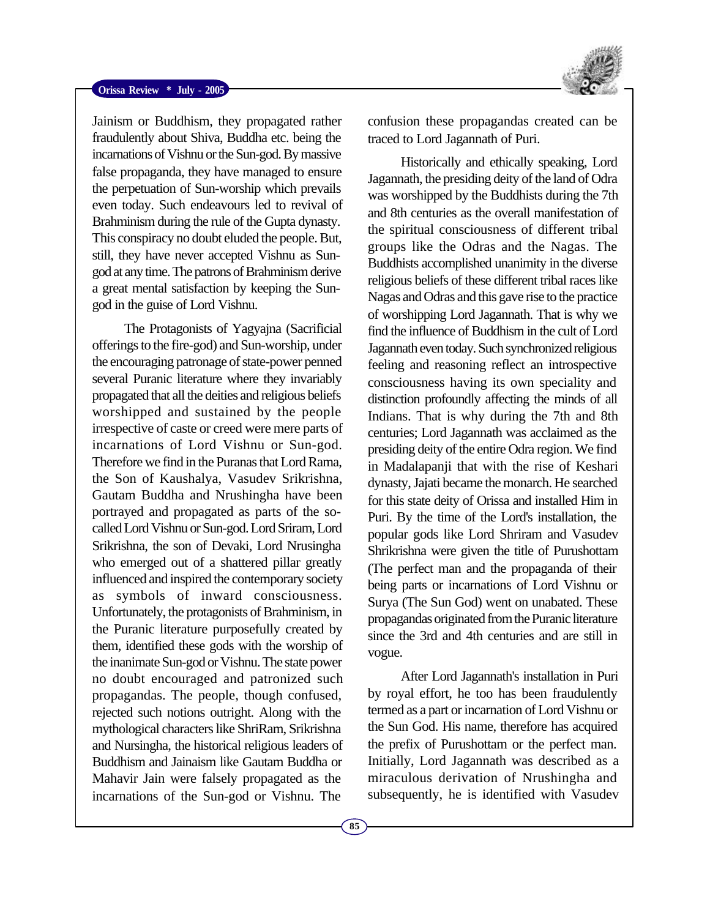Jainism or Buddhism, they propagated rather fraudulently about Shiva, Buddha etc. being the incarnations of Vishnu or the Sun-god. By massive false propaganda, they have managed to ensure the perpetuation of Sun-worship which prevails even today. Such endeavours led to revival of Brahminism during the rule of the Gupta dynasty. This conspiracy no doubt eluded the people. But, still, they have never accepted Vishnu as Sun-god at any time. The patrons of Brahminism derive a great mental satisfaction by keeping the Sun-god in the guise of Lord Vishnu.

The Protagonists of Yagyajna (Sacrificial offerings to the fire-god) and Sun-worship, under the encouraging patronage of state-power penned several Puranic literature where they invariably propagated that all the deities and religious beliefs worshipped and sustained by the people irrespective of caste or creed were mere parts of incarnations of Lord Vishnu or Sun-god. Therefore we find in the Puranas that Lord Rama, the Son of Kaushalya, Vasudev Srikrishna, Gautam Buddha and Nrushingha have been portrayed and propagated as parts of the so-called Lord Vishnu or Sun-god. Lord Sriram, Lord Srikrishna, the son of Devaki, Lord Nrusingha who emerged out of a shattered pillar greatly influenced and inspired the contemporary society as symbols of inward consciousness. Unfortunately, the protagonists of Brahminism, in the Puranic literature purposefully created by them, identified these gods with the worship of the inanimate Sun-god or Vishnu. The state power no doubt encouraged and patronized such propagandas. The people, though confused, rejected such notions outright. Along with the mythological characters like ShriRam, Srikrishna and Nursingha, the historical religious leaders of Buddhism and Jainaism like Gautam Buddha or Mahavir Jain were falsely propagated as the incarnations of the Sun-god or Vishnu. The confusion these propagandas created can be traced to Lord Jagannath of Puri.

Historically and ethically speaking, Lord Jagannath, the presiding deity of the land of Odra was worshipped by the Buddhists during the 7th and 8th centuries as the overall manifestation of the spiritual consciousness of different tribal groups like the Odras and the Nagas. The Buddhists accomplished unanimity in the diverse religious beliefs of these different tribal races like Nagas and Odras and this gave rise to the practice of worshipping Lord Jagannath. That is why we find the influence of Buddhism in the cult of Lord Jagannath even today. Such synchronized religious feeling and reasoning reflect an introspective consciousness having its own speciality and distinction profoundly affecting the minds of all Indians. That is why during the 7th and 8th centuries; Lord Jagannath was acclaimed as the presiding deity of the entire Odra region. We find in Madalapanji that with the rise of Keshari dynasty, Jajati became the monarch. He searched for this state deity of Orissa and installed Him in Puri. By the time of the Lord's installation, the popular gods like Lord Shriram and Vasudev Shrikrishna were given the title of Purushottam (The perfect man and the propaganda of their being parts or incarnations of Lord Vishnu or Surya (The Sun God) went on unabated. These propagandas originated from the Puranic literature since the 3rd and 4th centuries and are still in vogue.

After Lord Jagannath's installation in Puri by royal effort, he too has been fraudulently termed as a part or incarnation of Lord Vishnu or the Sun God. His name, therefore has acquired the prefix of Purushottam or the perfect man. Initially, Lord Jagannath was described as a miraculous derivation of Nrushingha and subsequently, he is identified with Vasudev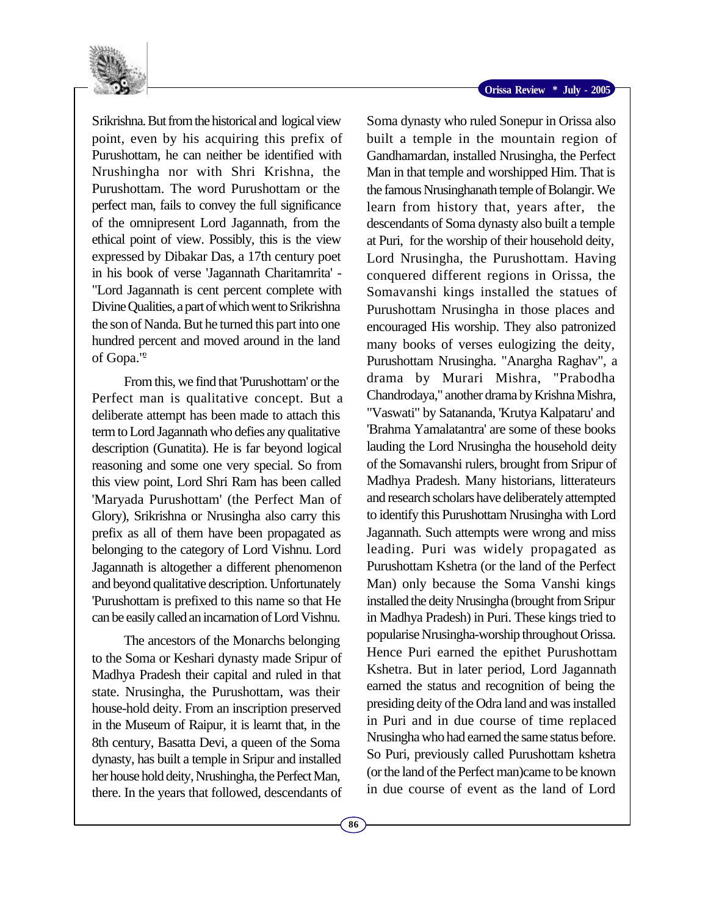Srikrishna. But from the historical and logical view point, even by his acquiring this prefix of Purushottam, he can neither be identified with Nrushingha nor with Shri Krishna, the Purushottam. The word Purushottam or the perfect man, fails to convey the full significance of the omnipresent Lord Jagannath, from the ethical point of view. Possibly, this is the view expressed by Dibakar Das, a 17th century poet in his book of verse 'Jagannath Charitamrita' - "Lord Jagannath is cent percent complete with Divine Qualities, a part of which went to Srikrishna the son of Nanda. But he turned this part into one hundred percent and moved around in the land of Gopa."[2]

From this, we find that 'Purushottam' or the Perfect man is qualitative concept. But a deliberate attempt has been made to attach this term to Lord Jagannath who defies any qualitative description (Gunatita). He is far beyond logical reasoning and some one very special. So from this view point, Lord Shri Ram has been called 'Maryada Purushottam' (the Perfect Man of Glory), Srikrishna or Nrusingha also carry this prefix as all of them have been propagated as belonging to the category of Lord Vishnu. Lord Jagannath is altogether a different phenomenon and beyond qualitative description. Unfortunately 'Purushottam is prefixed to this name so that He can be easily called an incarnation of Lord Vishnu.

The ancestors of the Monarchs belonging to the Soma or Keshari dynasty made Sripur of Madhya Pradesh their capital and ruled in that state. Nrusingha, the Purushottam, was their house-hold deity. From an inscription preserved in the Museum of Raipur, it is learnt that, in the 8th century, Basatta Devi, a queen of the Soma dynasty, has built a temple in Sripur and installed her house hold deity, Nrushingha, the Perfect Man, there. In the years that followed, descendants of Soma dynasty who ruled Sonepur in Orissa also built a temple in the mountain region of Gandhamardan, installed Nrusingha, the Perfect Man in that temple and worshipped Him. That is the famous Nrusinghanath temple of Bolangir. We learn from history that, years after, the descendants of Soma dynasty also built a temple at Puri, for the worship of their household deity, Lord Nrusingha, the Purushottam. Having conquered different regions in Orissa, the Somavanshi kings installed the statues of Purushottam Nrusingha in those places and encouraged His worship. They also patronized many books of verses eulogizing the deity, Purushottam Nrusingha. "Anargha Raghav", a drama by Murari Mishra, "Prabodha Chandrodaya," another drama by Krishna Mishra, "Vaswati" by Satananda, 'Krutya Kalpataru' and 'Brahma Yamalatantra' are some of these books lauding the Lord Nrusingha the household deity of the Somavanshi rulers, brought from Sripur of Madhya Pradesh. Many historians, litterateurs and research scholars have deliberately attempted to identify this Purushottam Nrusingha with Lord Jagannath. Such attempts were wrong and miss leading. Puri was widely propagated as Purushottam Kshetra (or the land of the Perfect Man) only because the Soma Vanshi kings installed the deity Nrusingha (brought from Sripur in Madhya Pradesh) in Puri. These kings tried to popularise Nrusingha-worship throughout Orissa. Hence Puri earned the epithet Purushottam Kshetra. But in later period, Lord Jagannath earned the status and recognition of being the presiding deity of the Odra land and was installed in Puri and in due course of time replaced Nrusingha who had earned the same status before. So Puri, previously called Purushottam kshetra (or the land of the Perfect man)came to be known in due course of event as the land of Lord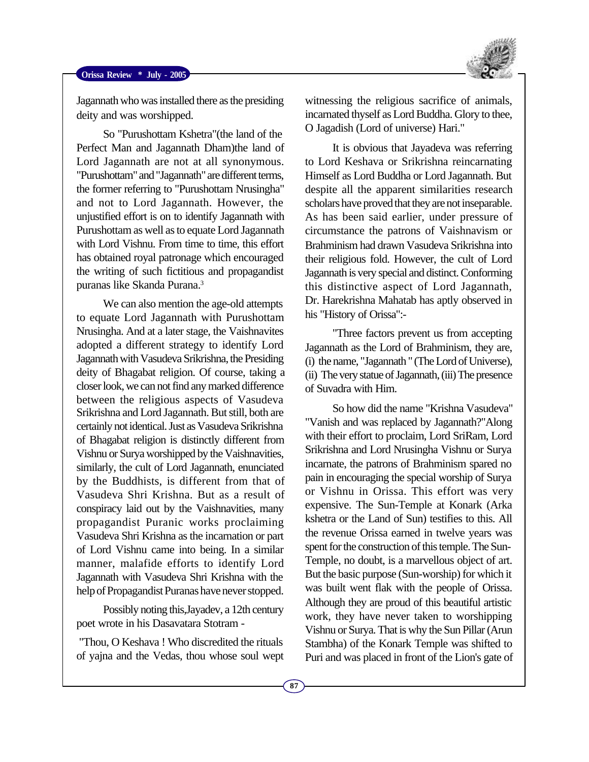Jagannath who was installed there as the presiding deity and was worshipped.

So "Purushottam Kshetra"(the land of the Perfect Man and Jagannath Dham)the land of Lord Jagannath are not at all synonymous. "Purushottam" and "Jagannath" are different terms, the former referring to "Purushottam Nrusingha" and not to Lord Jagannath. However, the unjustified effort is on to identify Jagannath with Purushottam as well as to equate Lord Jagannath with Lord Vishnu. From time to time, this effort has obtained royal patronage which encouraged the writing of such fictitious and propagandist puranas like Skanda Purana.[3]

We can also mention the age-old attempts to equate Lord Jagannath with Purushottam Nrusingha. And at a later stage, the Vaishnavites adopted a different strategy to identify Lord Jagannath with Vasudeva Srikrishna, the Presiding deity of Bhagabat religion. Of course, taking a closer look, we can not find any marked difference between the religious aspects of Vasudeva Srikrishna and Lord Jagannath. But still, both are certainly not identical. Just as Vasudeva Srikrishna of Bhagabat religion is distinctly different from Vishnu or Surya worshipped by the Vaishnavities, similarly, the cult of Lord Jagannath, enunciated by the Buddhists, is different from that of Vasudeva Shri Krishna. But as a result of conspiracy laid out by the Vaishnavities, many propagandist Puranic works proclaiming Vasudeva Shri Krishna as the incarnation or part of Lord Vishnu came into being. In a similar manner, malafide efforts to identify Lord Jagannath with Vasudeva Shri Krishna with the help of Propagandist Puranas have never stopped.

Possibly noting this,Jayadev, a 12th century poet wrote in his Dasavatara Stotram -

"Thou, O Keshava ! Who discredited the rituals of yajna and the Vedas, thou whose soul wept witnessing the religious sacrifice of animals, incarnated thyself as Lord Buddha. Glory to thee, O Jagadish (Lord of universe) Hari."

It is obvious that Jayadeva was referring to Lord Keshava or Srikrishna reincarnating Himself as Lord Buddha or Lord Jagannath. But despite all the apparent similarities research scholars have proved that they are not inseparable. As has been said earlier, under pressure of circumstance the patrons of Vaishnavism or Brahminism had drawn Vasudeva Srikrishna into their religious fold. However, the cult of Lord Jagannath is very special and distinct. Conforming this distinctive aspect of Lord Jagannath, Dr. Harekrishna Mahatab has aptly observed in his "History of Orissa":-

"Three factors prevent us from accepting Jagannath as the Lord of Brahminism, they are, (i) the name, "Jagannath " (The Lord of Universe), (ii) The very statue of Jagannath, (iii) The presence of Suvadra with Him.

So how did the name "Krishna Vasudeva" "Vanish and was replaced by Jagannath?"Along with their effort to proclaim, Lord SriRam, Lord Srikrishna and Lord Nrusingha Vishnu or Surya incarnate, the patrons of Brahminism spared no pain in encouraging the special worship of Surya or Vishnu in Orissa. This effort was very expensive. The Sun-Temple at Konark (Arka kshetra or the Land of Sun) testifies to this. All the revenue Orissa earned in twelve years was spent for the construction of this temple. The Sun-Temple, no doubt, is a marvellous object of art. But the basic purpose (Sun-worship) for which it was built went flak with the people of Orissa. Although they are proud of this beautiful artistic work, they have never taken to worshipping Vishnu or Surya. That is why the Sun Pillar (Arun Stambha) of the Konark Temple was shifted to Puri and was placed in front of the Lion's gate of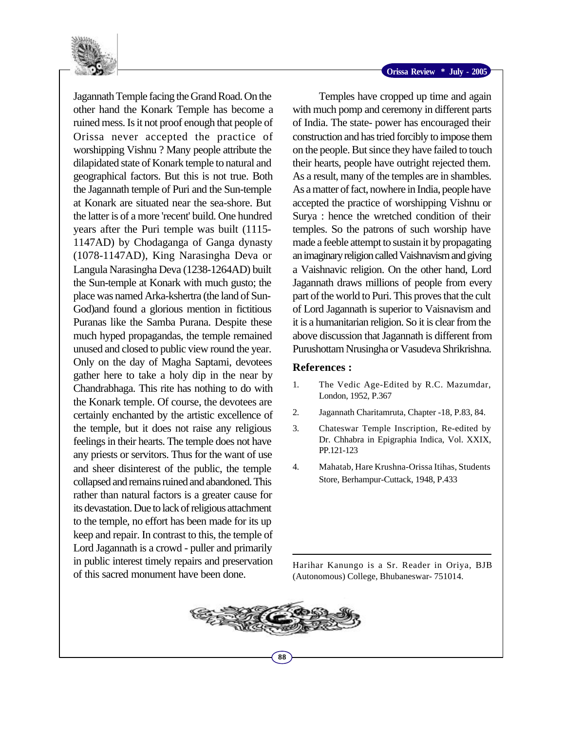Jagannath Temple facing the Grand Road. On the other hand the Konark Temple has become a ruined mess. Is it not proof enough that people of Orissa never accepted the practice of worshipping Vishnu ? Many people attribute the dilapidated state of Konark temple to natural and geographical factors. But this is not true. Both the Jagannath temple of Puri and the Sun-temple at Konark are situated near the sea-shore. But the latter is of a more 'recent' build. One hundred years after the Puri temple was built (1115-1147AD) by Chodaganga of Ganga dynasty (1078-1147AD), King Narasingha Deva or Langula Narasingha Deva (1238-1264AD) built the Sun-temple at Konark with much gusto; the place was named Arka-kshertra (the land of Sun-God)and found a glorious mention in fictitious Puranas like the Samba Purana. Despite these much hyped propagandas, the temple remained unused and closed to public view round the year. Only on the day of Magha Saptami, devotees gather here to take a holy dip in the near by Chandrabhaga. This rite has nothing to do with the Konark temple. Of course, the devotees are certainly enchanted by the artistic excellence of the temple, but it does not raise any religious feelings in their hearts. The temple does not have any priests or servitors. Thus for the want of use and sheer disinterest of the public, the temple collapsed and remains ruined and abandoned. This rather than natural factors is a greater cause for its devastation. Due to lack of religious attachment to the temple, no effort has been made for its up keep and repair. In contrast to this, the temple of Lord Jagannath is a crowd - puller and primarily in public interest timely repairs and preservation of this sacred monument have been done.

Temples have cropped up time and again with much pomp and ceremony in different parts of India. The state- power has encouraged their construction and has tried forcibly to impose them on the people. But since they have failed to touch their hearts, people have outright rejected them. As a result, many of the temples are in shambles. As a matter of fact, nowhere in India, people have accepted the practice of worshipping Vishnu or Surya : hence the wretched condition of their temples. So the patrons of such worship have made a feeble attempt to sustain it by propagating an imaginary religion called Vaishnavism and giving a Vaishnavic religion. On the other hand, Lord Jagannath draws millions of people from every part of the world to Puri. This proves that the cult of Lord Jagannath is superior to Vaisnavism and it is a humanitarian religion. So it is clear from the above discussion that Jagannath is different from Purushottam Nrusingha or Vasudeva Shrikrishna.

## References :

1. The Vedic Age-Edited by R.C. Mazumdar, London, 1952, P.367
2. Jagannath Charitamruta, Chapter -18, P.83, 84.
3. Chateswar Temple Inscription, Re-edited by Dr. Chhabra in Epigraphia Indica, Vol. XXIX, PP.121-123
4. Mahatab, Hare Krushna-Orissa Itihas, Students Store, Berhampur-Cuttack, 1948, P.433

---

Harihar Kanungo is a Sr. Reader in Oriya, BJB (Autonomous) College, Bhubaneswar- 751014.